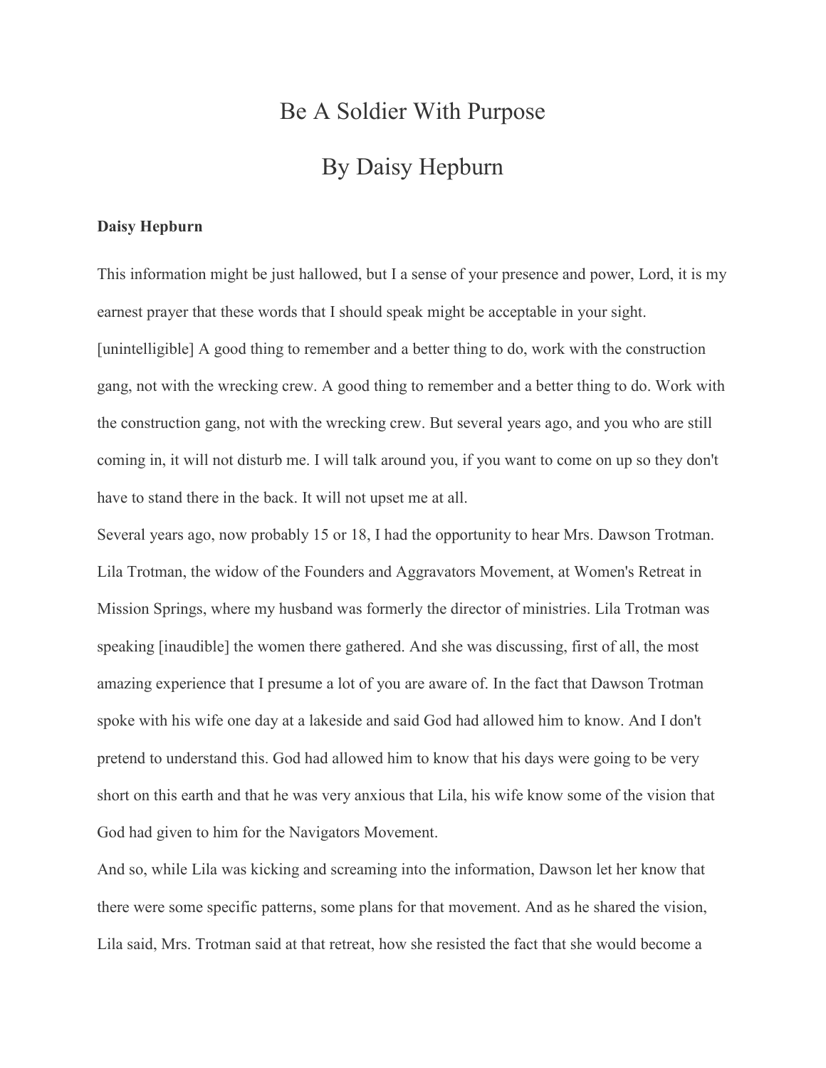# Be A Soldier With Purpose

# By Daisy Hepburn

**Daisy Hepburn**

This information might be just hallowed, but I a sense of your presence and power, Lord, it is my earnest prayer that these words that I should speak might be acceptable in your sight. [unintelligible] A good thing to remember and a better thing to do, work with the construction gang, not with the wrecking crew. A good thing to remember and a better thing to do. Work with the construction gang, not with the wrecking crew. But several years ago, and you who are still coming in, it will not disturb me. I will talk around you, if you want to come on up so they don't have to stand there in the back. It will not upset me at all.

Several years ago, now probably 15 or 18, I had the opportunity to hear Mrs. Dawson Trotman. Lila Trotman, the widow of the Founders and Aggravators Movement, at Women's Retreat in Mission Springs, where my husband was formerly the director of ministries. Lila Trotman was speaking [inaudible] the women there gathered. And she was discussing, first of all, the most amazing experience that I presume a lot of you are aware of. In the fact that Dawson Trotman spoke with his wife one day at a lakeside and said God had allowed him to know. And I don't pretend to understand this. God had allowed him to know that his days were going to be very short on this earth and that he was very anxious that Lila, his wife know some of the vision that God had given to him for the Navigators Movement.

And so, while Lila was kicking and screaming into the information, Dawson let her know that there were some specific patterns, some plans for that movement. And as he shared the vision, Lila said, Mrs. Trotman said at that retreat, how she resisted the fact that she would become a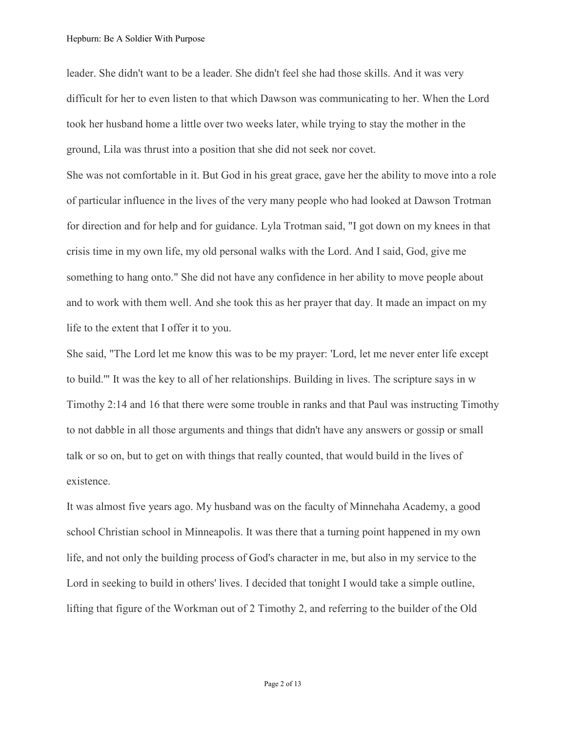leader. She didn't want to be a leader. She didn't feel she had those skills. And it was very difficult for her to even listen to that which Dawson was communicating to her. When the Lord took her husband home a little over two weeks later, while trying to stay the mother in the ground, Lila was thrust into a position that she did not seek nor covet.

She was not comfortable in it. But God in his great grace, gave her the ability to move into a role of particular influence in the lives of the very many people who had looked at Dawson Trotman for direction and for help and for guidance. Lyla Trotman said, "I got down on my knees in that crisis time in my own life, my old personal walks with the Lord. And I said, God, give me something to hang onto." She did not have any confidence in her ability to move people about and to work with them well. And she took this as her prayer that day. It made an impact on my life to the extent that I offer it to you.

She said, "The Lord let me know this was to be my prayer: 'Lord, let me never enter life except to build.'" It was the key to all of her relationships. Building in lives. The scripture says in w Timothy 2:14 and 16 that there were some trouble in ranks and that Paul was instructing Timothy to not dabble in all those arguments and things that didn't have any answers or gossip or small talk or so on, but to get on with things that really counted, that would build in the lives of existence.

It was almost five years ago. My husband was on the faculty of Minnehaha Academy, a good school Christian school in Minneapolis. It was there that a turning point happened in my own life, and not only the building process of God's character in me, but also in my service to the Lord in seeking to build in others' lives. I decided that tonight I would take a simple outline, lifting that figure of the Workman out of 2 Timothy 2, and referring to the builder of the Old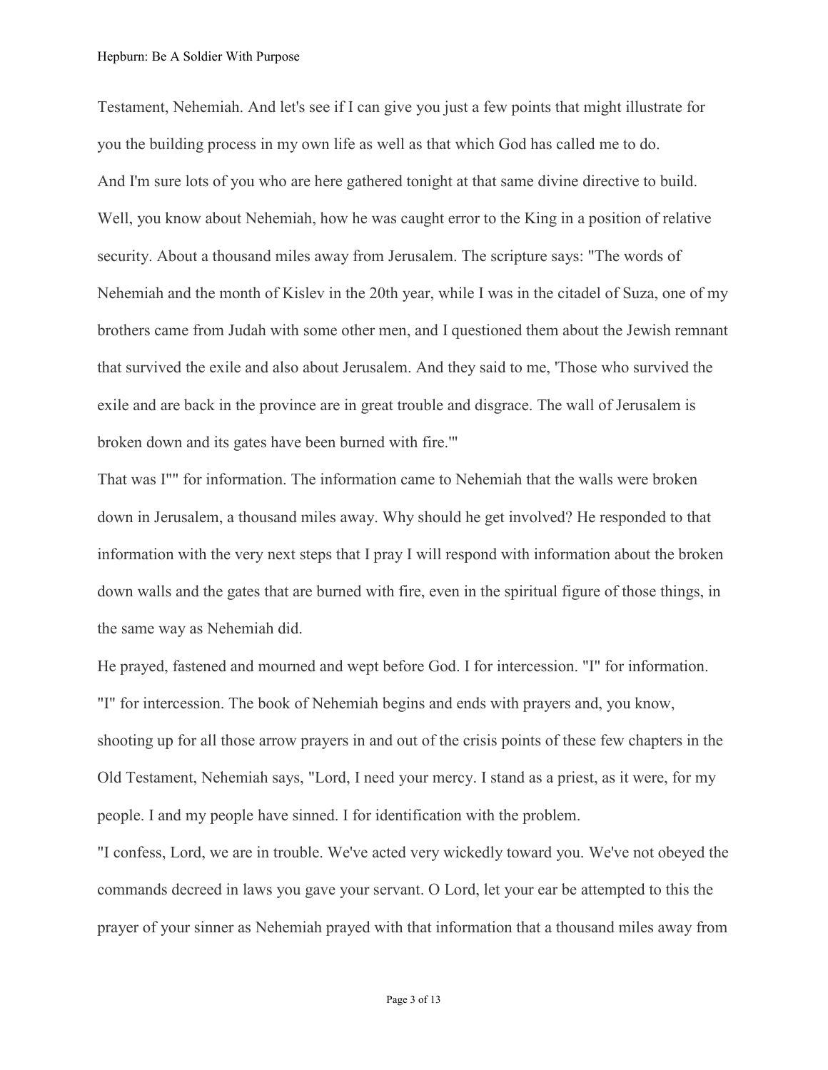Testament, Nehemiah. And let's see if I can give you just a few points that might illustrate for you the building process in my own life as well as that which God has called me to do.

And I'm sure lots of you who are here gathered tonight at that same divine directive to build. Well, you know about Nehemiah, how he was caught error to the King in a position of relative security. About a thousand miles away from Jerusalem. The scripture says: "The words of Nehemiah and the month of Kislev in the 20th year, while I was in the citadel of Suza, one of my brothers came from Judah with some other men, and I questioned them about the Jewish remnant that survived the exile and also about Jerusalem. And they said to me, 'Those who survived the exile and are back in the province are in great trouble and disgrace. The wall of Jerusalem is broken down and its gates have been burned with fire.'"

That was I"" for information. The information came to Nehemiah that the walls were broken down in Jerusalem, a thousand miles away. Why should he get involved? He responded to that information with the very next steps that I pray I will respond with information about the broken down walls and the gates that are burned with fire, even in the spiritual figure of those things, in the same way as Nehemiah did.

He prayed, fastened and mourned and wept before God. I for intercession. "I" for information. "I" for intercession. The book of Nehemiah begins and ends with prayers and, you know, shooting up for all those arrow prayers in and out of the crisis points of these few chapters in the Old Testament, Nehemiah says, "Lord, I need your mercy. I stand as a priest, as it were, for my people. I and my people have sinned. I for identification with the problem.

"I confess, Lord, we are in trouble. We've acted very wickedly toward you. We've not obeyed the commands decreed in laws you gave your servant. O Lord, let your ear be attempted to this the prayer of your sinner as Nehemiah prayed with that information that a thousand miles away from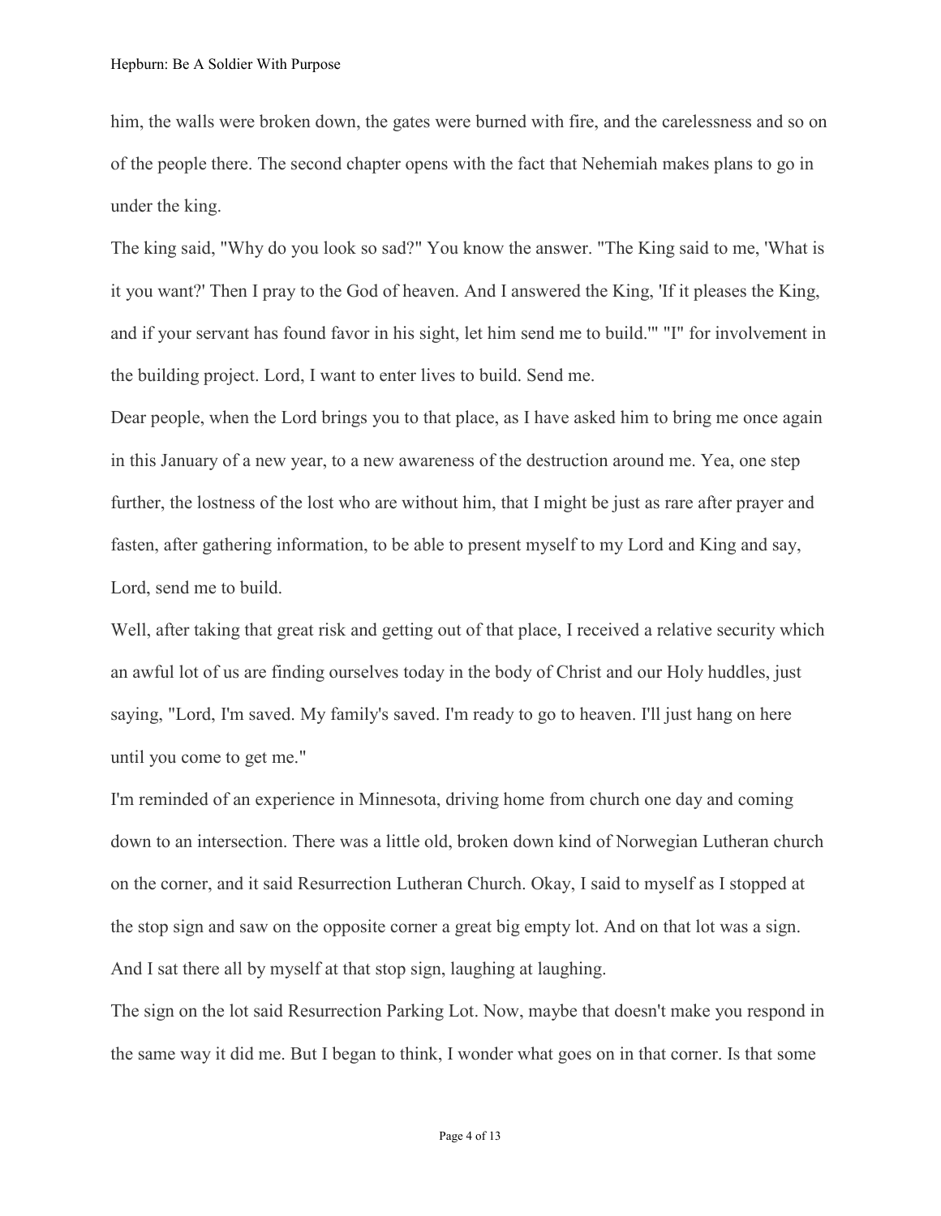him, the walls were broken down, the gates were burned with fire, and the carelessness and so on of the people there. The second chapter opens with the fact that Nehemiah makes plans to go in under the king.

The king said, "Why do you look so sad?" You know the answer. "The King said to me, 'What is it you want?' Then I pray to the God of heaven. And I answered the King, 'If it pleases the King, and if your servant has found favor in his sight, let him send me to build.'" "I" for involvement in the building project. Lord, I want to enter lives to build. Send me.

Dear people, when the Lord brings you to that place, as I have asked him to bring me once again in this January of a new year, to a new awareness of the destruction around me. Yea, one step further, the lostness of the lost who are without him, that I might be just as rare after prayer and fasten, after gathering information, to be able to present myself to my Lord and King and say, Lord, send me to build.

Well, after taking that great risk and getting out of that place, I received a relative security which an awful lot of us are finding ourselves today in the body of Christ and our Holy huddles, just saying, "Lord, I'm saved. My family's saved. I'm ready to go to heaven. I'll just hang on here until you come to get me."

I'm reminded of an experience in Minnesota, driving home from church one day and coming down to an intersection. There was a little old, broken down kind of Norwegian Lutheran church on the corner, and it said Resurrection Lutheran Church. Okay, I said to myself as I stopped at the stop sign and saw on the opposite corner a great big empty lot. And on that lot was a sign. And I sat there all by myself at that stop sign, laughing at laughing.

The sign on the lot said Resurrection Parking Lot. Now, maybe that doesn't make you respond in the same way it did me. But I began to think, I wonder what goes on in that corner. Is that some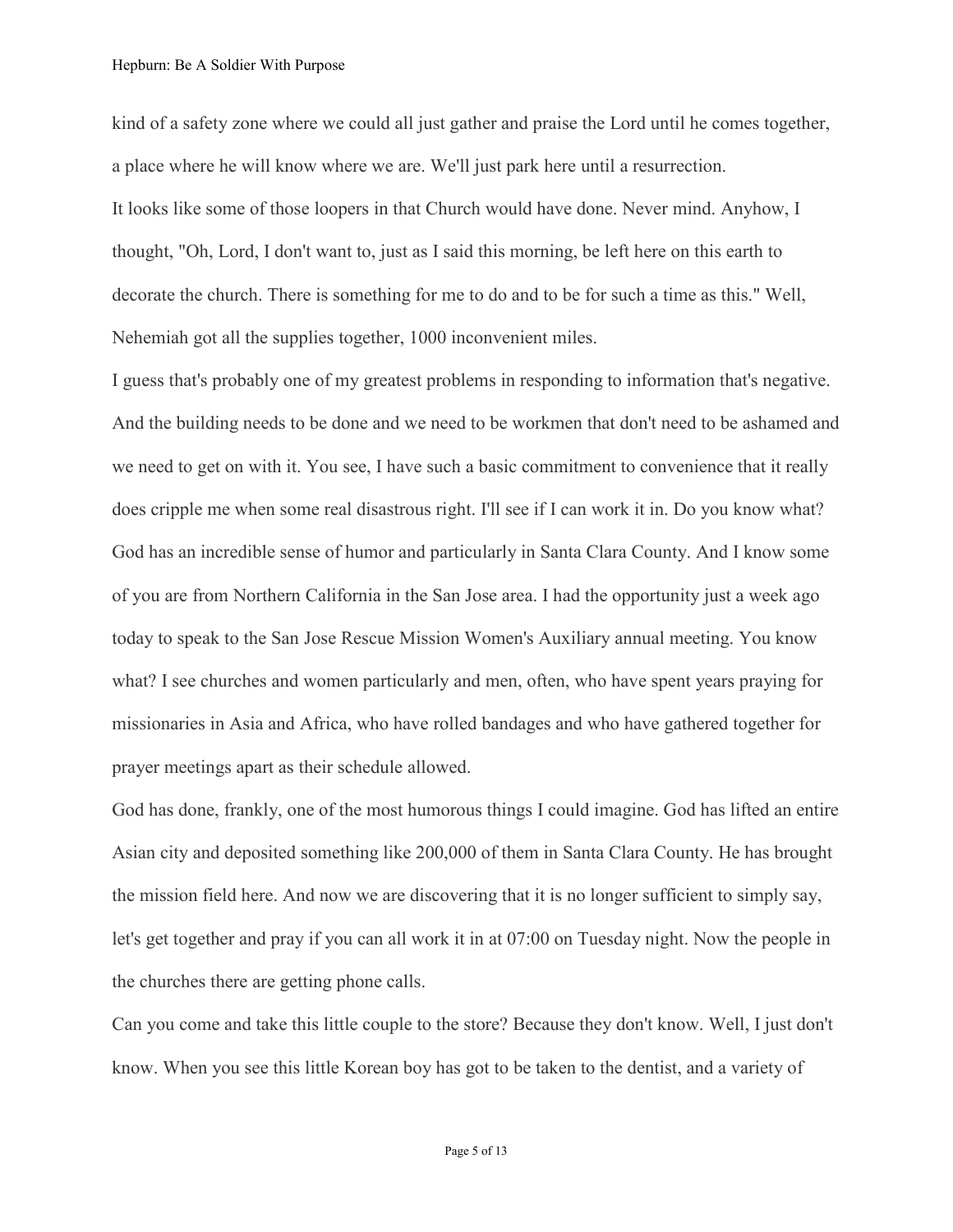kind of a safety zone where we could all just gather and praise the Lord until he comes together, a place where he will know where we are. We'll just park here until a resurrection.

It looks like some of those loopers in that Church would have done. Never mind. Anyhow, I thought, "Oh, Lord, I don't want to, just as I said this morning, be left here on this earth to decorate the church. There is something for me to do and to be for such a time as this." Well, Nehemiah got all the supplies together, 1000 inconvenient miles.

I guess that's probably one of my greatest problems in responding to information that's negative. And the building needs to be done and we need to be workmen that don't need to be ashamed and we need to get on with it. You see, I have such a basic commitment to convenience that it really does cripple me when some real disastrous right. I'll see if I can work it in. Do you know what? God has an incredible sense of humor and particularly in Santa Clara County. And I know some of you are from Northern California in the San Jose area. I had the opportunity just a week ago today to speak to the San Jose Rescue Mission Women's Auxiliary annual meeting. You know what? I see churches and women particularly and men, often, who have spent years praying for missionaries in Asia and Africa, who have rolled bandages and who have gathered together for prayer meetings apart as their schedule allowed.

God has done, frankly, one of the most humorous things I could imagine. God has lifted an entire Asian city and deposited something like 200,000 of them in Santa Clara County. He has brought the mission field here. And now we are discovering that it is no longer sufficient to simply say, let's get together and pray if you can all work it in at 07:00 on Tuesday night. Now the people in the churches there are getting phone calls.

Can you come and take this little couple to the store? Because they don't know. Well, I just don't know. When you see this little Korean boy has got to be taken to the dentist, and a variety of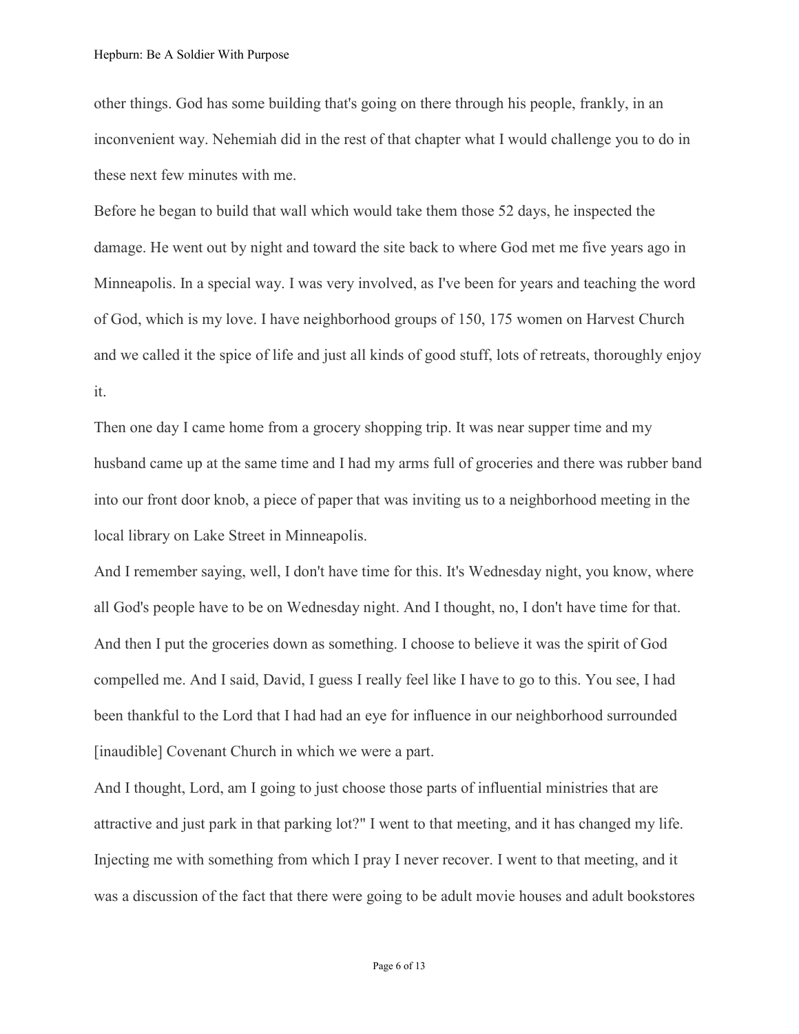other things. God has some building that's going on there through his people, frankly, in an inconvenient way. Nehemiah did in the rest of that chapter what I would challenge you to do in these next few minutes with me.

Before he began to build that wall which would take them those 52 days, he inspected the damage. He went out by night and toward the site back to where God met me five years ago in Minneapolis. In a special way. I was very involved, as I've been for years and teaching the word of God, which is my love. I have neighborhood groups of 150, 175 women on Harvest Church and we called it the spice of life and just all kinds of good stuff, lots of retreats, thoroughly enjoy it.

Then one day I came home from a grocery shopping trip. It was near supper time and my husband came up at the same time and I had my arms full of groceries and there was rubber band into our front door knob, a piece of paper that was inviting us to a neighborhood meeting in the local library on Lake Street in Minneapolis.

And I remember saying, well, I don't have time for this. It's Wednesday night, you know, where all God's people have to be on Wednesday night. And I thought, no, I don't have time for that. And then I put the groceries down as something. I choose to believe it was the spirit of God compelled me. And I said, David, I guess I really feel like I have to go to this. You see, I had been thankful to the Lord that I had had an eye for influence in our neighborhood surrounded [inaudible] Covenant Church in which we were a part.

And I thought, Lord, am I going to just choose those parts of influential ministries that are attractive and just park in that parking lot?" I went to that meeting, and it has changed my life. Injecting me with something from which I pray I never recover. I went to that meeting, and it was a discussion of the fact that there were going to be adult movie houses and adult bookstores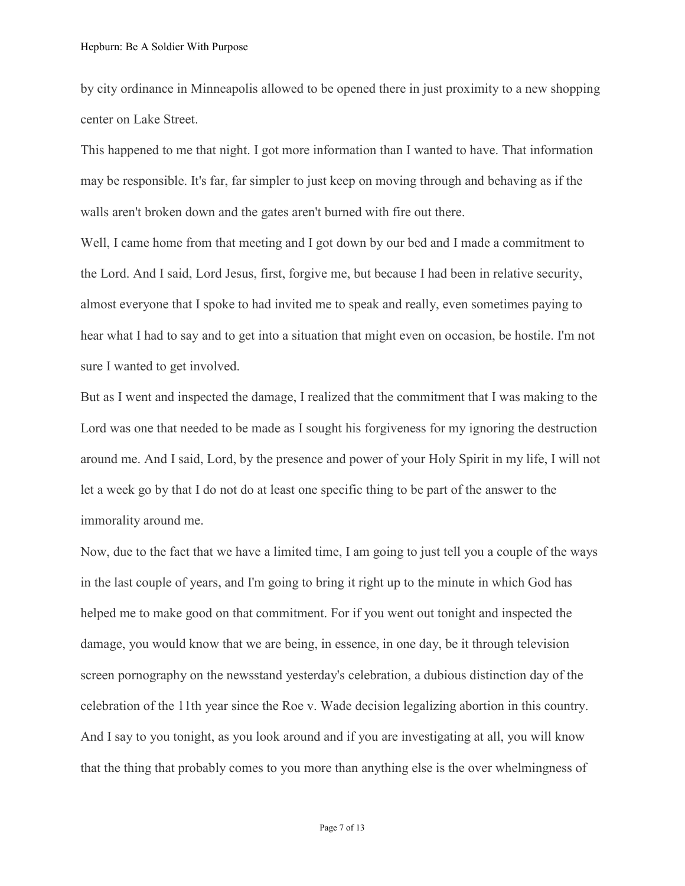by city ordinance in Minneapolis allowed to be opened there in just proximity to a new shopping center on Lake Street.

This happened to me that night. I got more information than I wanted to have. That information may be responsible. It's far, far simpler to just keep on moving through and behaving as if the walls aren't broken down and the gates aren't burned with fire out there.

Well, I came home from that meeting and I got down by our bed and I made a commitment to the Lord. And I said, Lord Jesus, first, forgive me, but because I had been in relative security, almost everyone that I spoke to had invited me to speak and really, even sometimes paying to hear what I had to say and to get into a situation that might even on occasion, be hostile. I'm not sure I wanted to get involved.

But as I went and inspected the damage, I realized that the commitment that I was making to the Lord was one that needed to be made as I sought his forgiveness for my ignoring the destruction around me. And I said, Lord, by the presence and power of your Holy Spirit in my life, I will not let a week go by that I do not do at least one specific thing to be part of the answer to the immorality around me.

Now, due to the fact that we have a limited time, I am going to just tell you a couple of the ways in the last couple of years, and I'm going to bring it right up to the minute in which God has helped me to make good on that commitment. For if you went out tonight and inspected the damage, you would know that we are being, in essence, in one day, be it through television screen pornography on the newsstand yesterday's celebration, a dubious distinction day of the celebration of the 11th year since the Roe v. Wade decision legalizing abortion in this country. And I say to you tonight, as you look around and if you are investigating at all, you will know that the thing that probably comes to you more than anything else is the over whelmingness of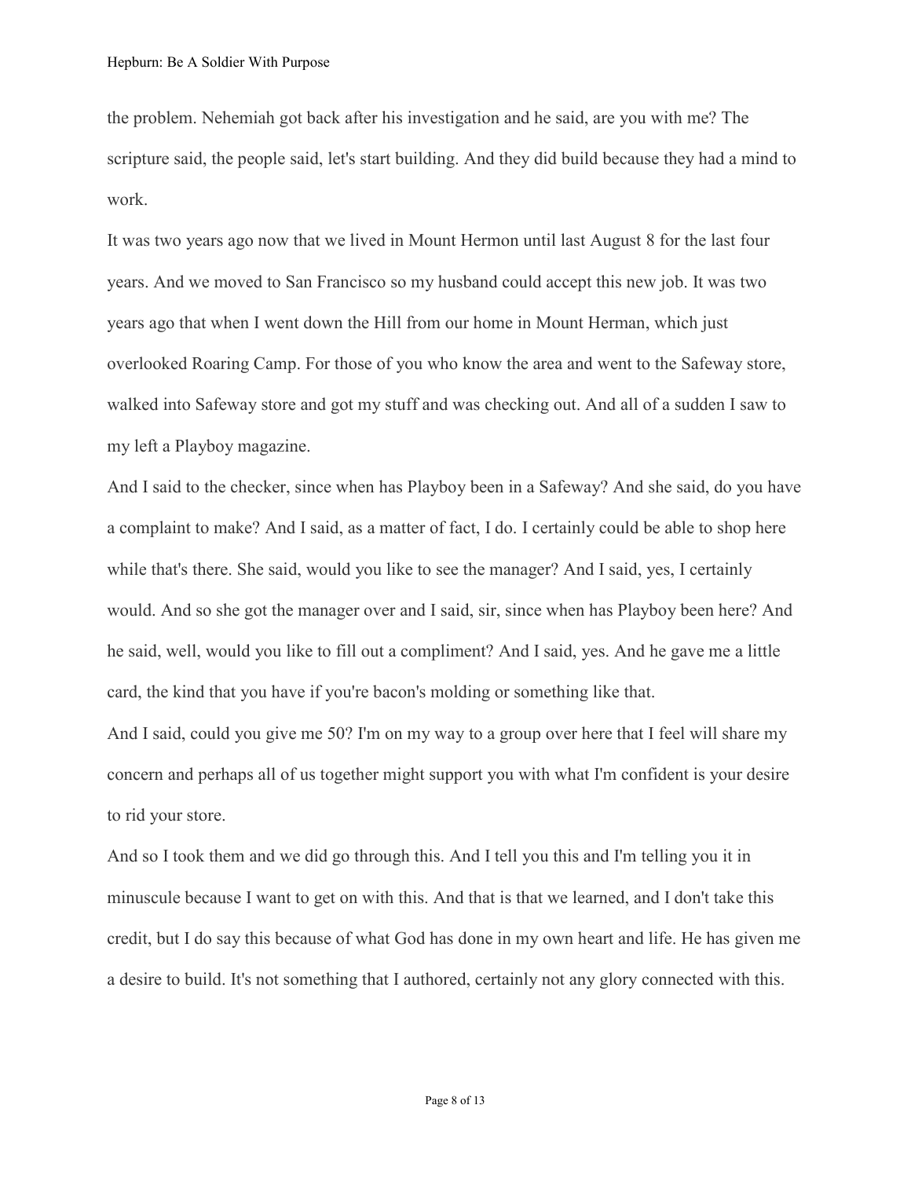the problem. Nehemiah got back after his investigation and he said, are you with me? The scripture said, the people said, let's start building. And they did build because they had a mind to work.

It was two years ago now that we lived in Mount Hermon until last August 8 for the last four years. And we moved to San Francisco so my husband could accept this new job. It was two years ago that when I went down the Hill from our home in Mount Herman, which just overlooked Roaring Camp. For those of you who know the area and went to the Safeway store, walked into Safeway store and got my stuff and was checking out. And all of a sudden I saw to my left a Playboy magazine.

And I said to the checker, since when has Playboy been in a Safeway? And she said, do you have a complaint to make? And I said, as a matter of fact, I do. I certainly could be able to shop here while that's there. She said, would you like to see the manager? And I said, yes, I certainly would. And so she got the manager over and I said, sir, since when has Playboy been here? And he said, well, would you like to fill out a compliment? And I said, yes. And he gave me a little card, the kind that you have if you're bacon's molding or something like that.

And I said, could you give me 50? I'm on my way to a group over here that I feel will share my concern and perhaps all of us together might support you with what I'm confident is your desire to rid your store.

And so I took them and we did go through this. And I tell you this and I'm telling you it in minuscule because I want to get on with this. And that is that we learned, and I don't take this credit, but I do say this because of what God has done in my own heart and life. He has given me a desire to build. It's not something that I authored, certainly not any glory connected with this.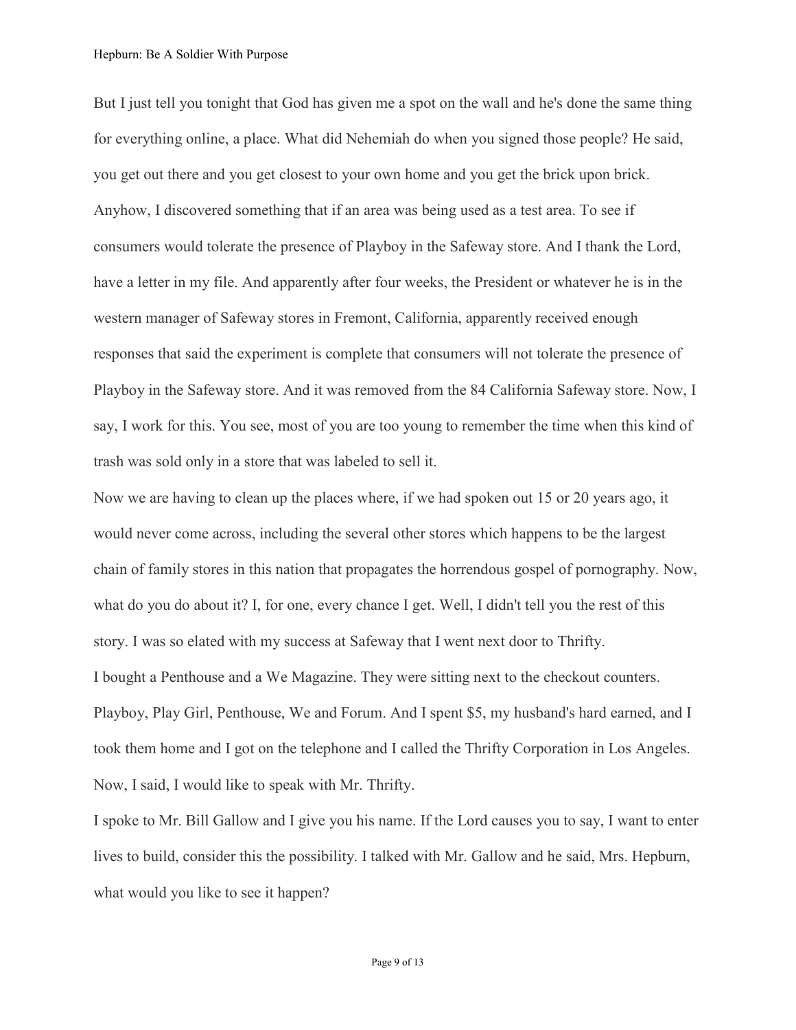But I just tell you tonight that God has given me a spot on the wall and he's done the same thing for everything online, a place. What did Nehemiah do when you signed those people? He said, you get out there and you get closest to your own home and you get the brick upon brick. Anyhow, I discovered something that if an area was being used as a test area. To see if consumers would tolerate the presence of Playboy in the Safeway store. And I thank the Lord, have a letter in my file. And apparently after four weeks, the President or whatever he is in the western manager of Safeway stores in Fremont, California, apparently received enough responses that said the experiment is complete that consumers will not tolerate the presence of Playboy in the Safeway store. And it was removed from the 84 California Safeway store. Now, I say, I work for this. You see, most of you are too young to remember the time when this kind of trash was sold only in a store that was labeled to sell it.

Now we are having to clean up the places where, if we had spoken out 15 or 20 years ago, it would never come across, including the several other stores which happens to be the largest chain of family stores in this nation that propagates the horrendous gospel of pornography. Now, what do you do about it? I, for one, every chance I get. Well, I didn't tell you the rest of this story. I was so elated with my success at Safeway that I went next door to Thrifty.

I bought a Penthouse and a We Magazine. They were sitting next to the checkout counters. Playboy, Play Girl, Penthouse, We and Forum. And I spent $5, my husband's hard earned, and I took them home and I got on the telephone and I called the Thrifty Corporation in Los Angeles. Now, I said, I would like to speak with Mr. Thrifty.

I spoke to Mr. Bill Gallow and I give you his name. If the Lord causes you to say, I want to enter lives to build, consider this the possibility. I talked with Mr. Gallow and he said, Mrs. Hepburn, what would you like to see it happen?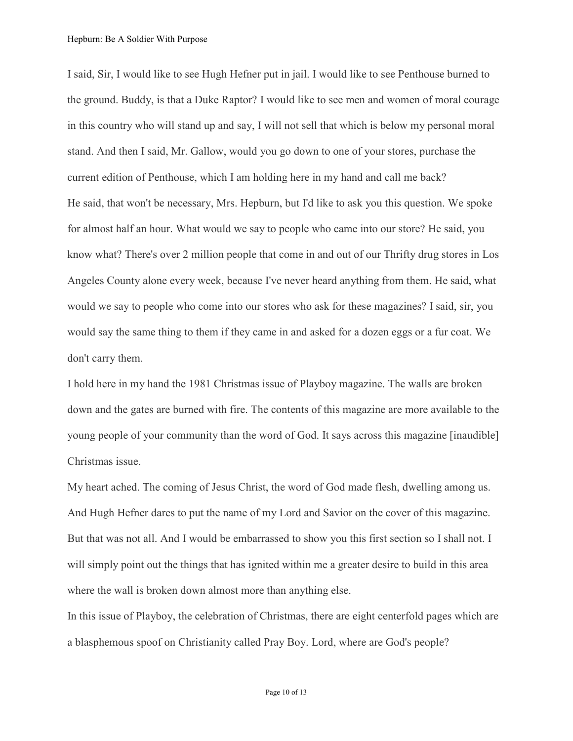I said, Sir, I would like to see Hugh Hefner put in jail. I would like to see Penthouse burned to the ground. Buddy, is that a Duke Raptor? I would like to see men and women of moral courage in this country who will stand up and say, I will not sell that which is below my personal moral stand. And then I said, Mr. Gallow, would you go down to one of your stores, purchase the current edition of Penthouse, which I am holding here in my hand and call me back?

He said, that won't be necessary, Mrs. Hepburn, but I'd like to ask you this question. We spoke for almost half an hour. What would we say to people who came into our store? He said, you know what? There's over 2 million people that come in and out of our Thrifty drug stores in Los Angeles County alone every week, because I've never heard anything from them. He said, what would we say to people who come into our stores who ask for these magazines? I said, sir, you would say the same thing to them if they came in and asked for a dozen eggs or a fur coat. We don't carry them.

I hold here in my hand the 1981 Christmas issue of Playboy magazine. The walls are broken down and the gates are burned with fire. The contents of this magazine are more available to the young people of your community than the word of God. It says across this magazine [inaudible] Christmas issue.

My heart ached. The coming of Jesus Christ, the word of God made flesh, dwelling among us. And Hugh Hefner dares to put the name of my Lord and Savior on the cover of this magazine. But that was not all. And I would be embarrassed to show you this first section so I shall not. I will simply point out the things that has ignited within me a greater desire to build in this area where the wall is broken down almost more than anything else.

In this issue of Playboy, the celebration of Christmas, there are eight centerfold pages which are a blasphemous spoof on Christianity called Pray Boy. Lord, where are God's people?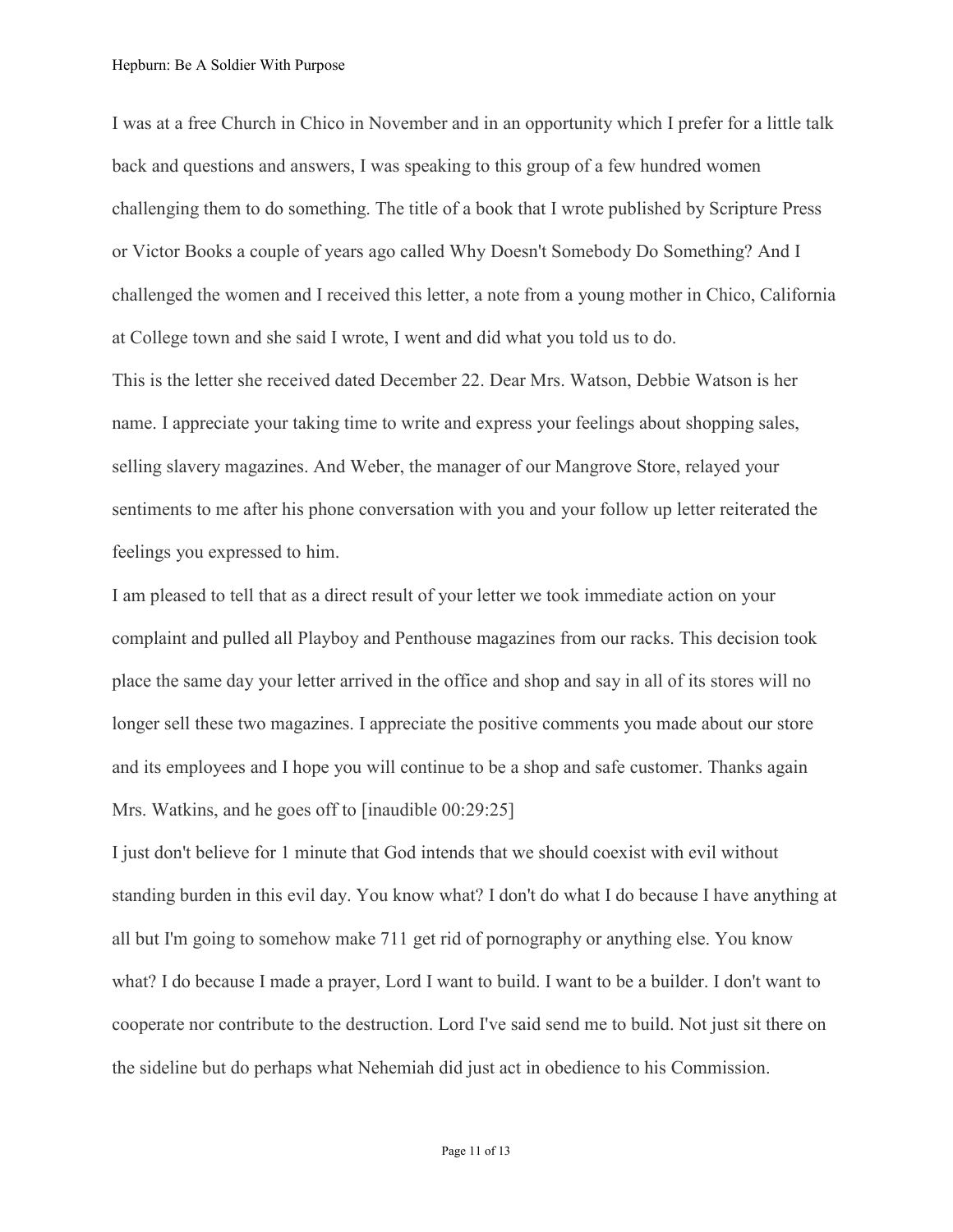I was at a free Church in Chico in November and in an opportunity which I prefer for a little talk back and questions and answers, I was speaking to this group of a few hundred women challenging them to do something. The title of a book that I wrote published by Scripture Press or Victor Books a couple of years ago called Why Doesn't Somebody Do Something? And I challenged the women and I received this letter, a note from a young mother in Chico, California at College town and she said I wrote, I went and did what you told us to do.

This is the letter she received dated December 22. Dear Mrs. Watson, Debbie Watson is her name. I appreciate your taking time to write and express your feelings about shopping sales, selling slavery magazines. And Weber, the manager of our Mangrove Store, relayed your sentiments to me after his phone conversation with you and your follow up letter reiterated the feelings you expressed to him.

I am pleased to tell that as a direct result of your letter we took immediate action on your complaint and pulled all Playboy and Penthouse magazines from our racks. This decision took place the same day your letter arrived in the office and shop and say in all of its stores will no longer sell these two magazines. I appreciate the positive comments you made about our store and its employees and I hope you will continue to be a shop and safe customer. Thanks again Mrs. Watkins, and he goes off to [inaudible 00:29:25]

I just don't believe for 1 minute that God intends that we should coexist with evil without standing burden in this evil day. You know what? I don't do what I do because I have anything at all but I'm going to somehow make 711 get rid of pornography or anything else. You know what? I do because I made a prayer, Lord I want to build. I want to be a builder. I don't want to cooperate nor contribute to the destruction. Lord I've said send me to build. Not just sit there on the sideline but do perhaps what Nehemiah did just act in obedience to his Commission.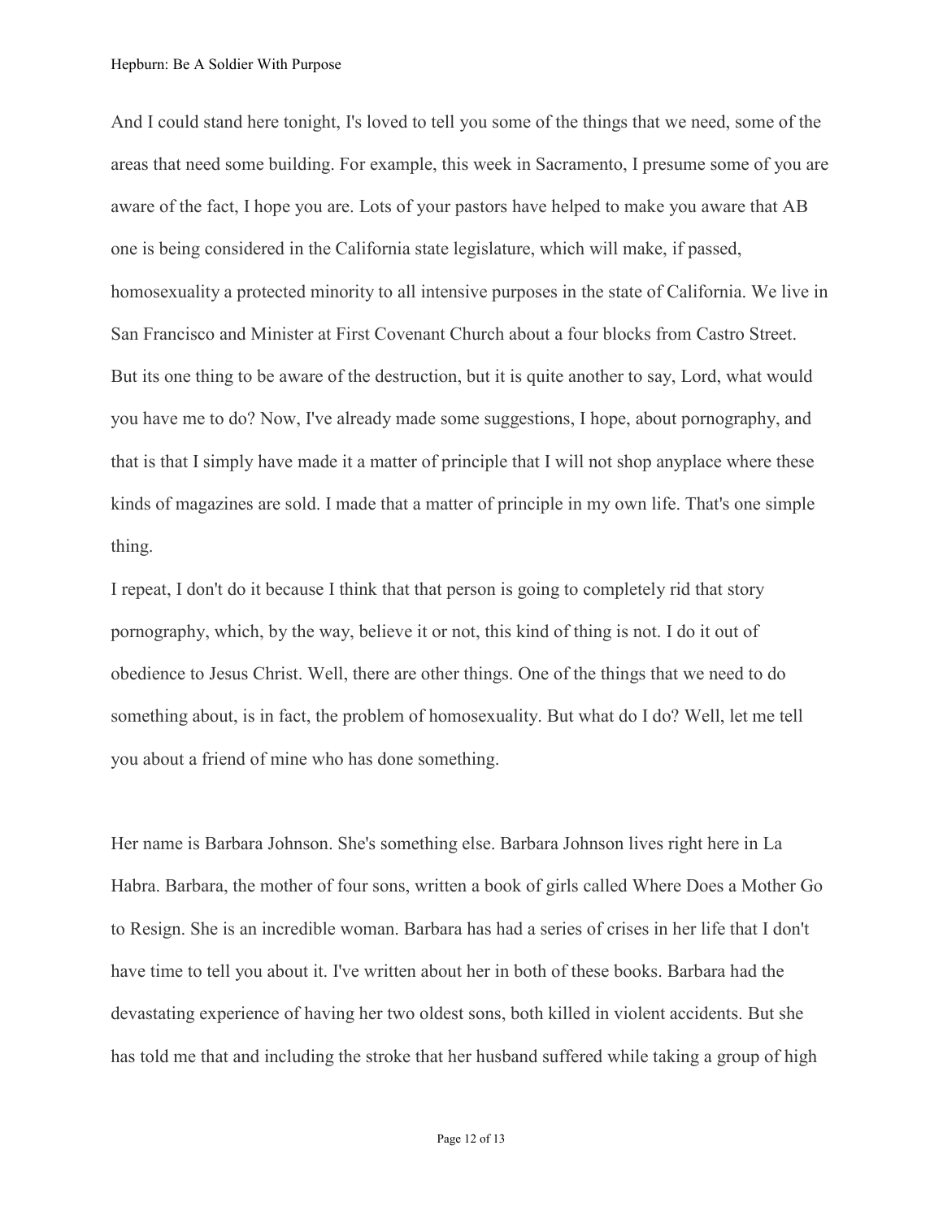And I could stand here tonight, I's loved to tell you some of the things that we need, some of the areas that need some building. For example, this week in Sacramento, I presume some of you are aware of the fact, I hope you are. Lots of your pastors have helped to make you aware that AB one is being considered in the California state legislature, which will make, if passed, homosexuality a protected minority to all intensive purposes in the state of California. We live in San Francisco and Minister at First Covenant Church about a four blocks from Castro Street. But its one thing to be aware of the destruction, but it is quite another to say, Lord, what would you have me to do? Now, I've already made some suggestions, I hope, about pornography, and that is that I simply have made it a matter of principle that I will not shop anyplace where these kinds of magazines are sold. I made that a matter of principle in my own life. That's one simple thing.

I repeat, I don't do it because I think that that person is going to completely rid that story pornography, which, by the way, believe it or not, this kind of thing is not. I do it out of obedience to Jesus Christ. Well, there are other things. One of the things that we need to do something about, is in fact, the problem of homosexuality. But what do I do? Well, let me tell you about a friend of mine who has done something.

Her name is Barbara Johnson. She's something else. Barbara Johnson lives right here in La Habra. Barbara, the mother of four sons, written a book of girls called Where Does a Mother Go to Resign. She is an incredible woman. Barbara has had a series of crises in her life that I don't have time to tell you about it. I've written about her in both of these books. Barbara had the devastating experience of having her two oldest sons, both killed in violent accidents. But she has told me that and including the stroke that her husband suffered while taking a group of high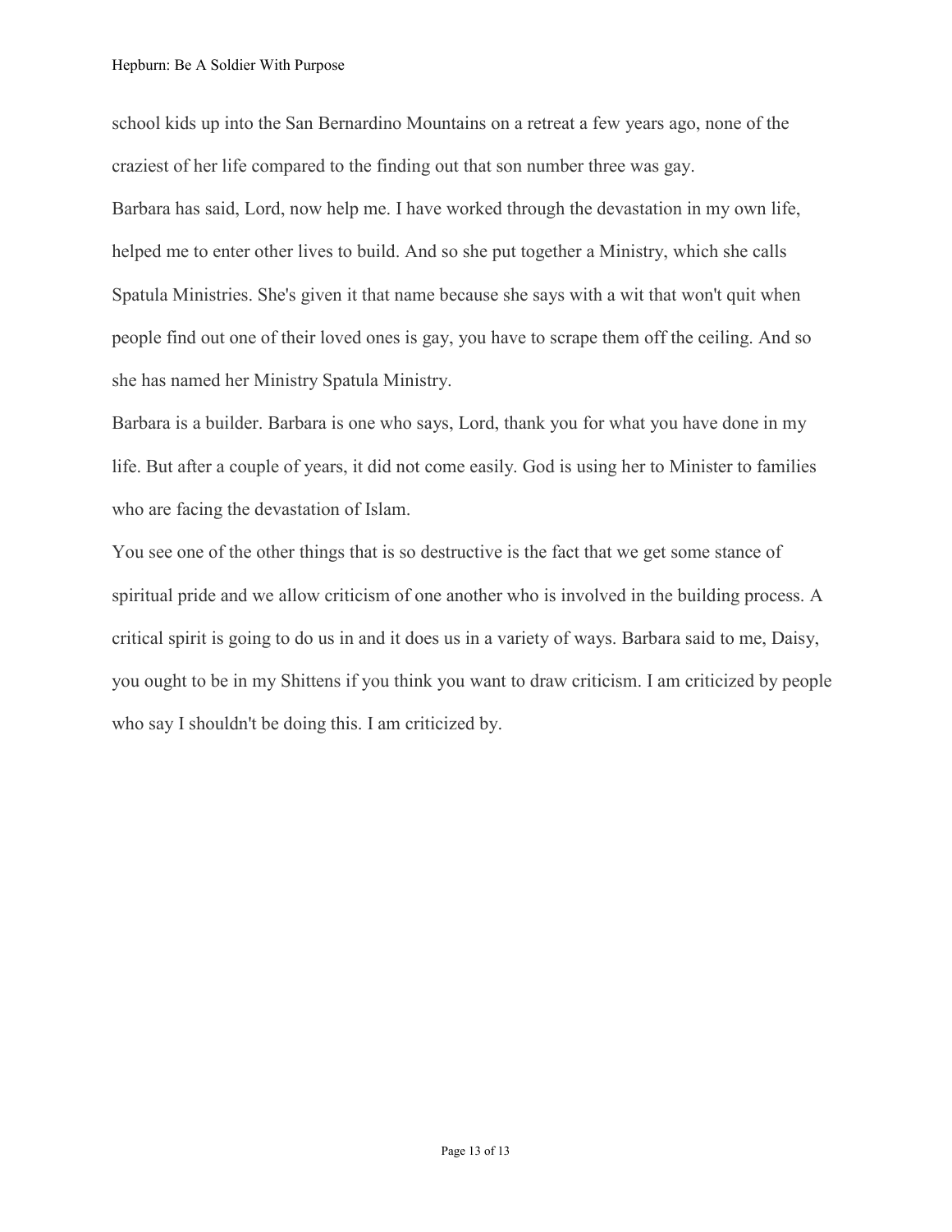school kids up into the San Bernardino Mountains on a retreat a few years ago, none of the craziest of her life compared to the finding out that son number three was gay.

Barbara has said, Lord, now help me. I have worked through the devastation in my own life, helped me to enter other lives to build. And so she put together a Ministry, which she calls Spatula Ministries. She's given it that name because she says with a wit that won't quit when people find out one of their loved ones is gay, you have to scrape them off the ceiling. And so she has named her Ministry Spatula Ministry.

Barbara is a builder. Barbara is one who says, Lord, thank you for what you have done in my life. But after a couple of years, it did not come easily. God is using her to Minister to families who are facing the devastation of Islam.

You see one of the other things that is so destructive is the fact that we get some stance of spiritual pride and we allow criticism of one another who is involved in the building process. A critical spirit is going to do us in and it does us in a variety of ways. Barbara said to me, Daisy, you ought to be in my Shittens if you think you want to draw criticism. I am criticized by people who say I shouldn't be doing this. I am criticized by.